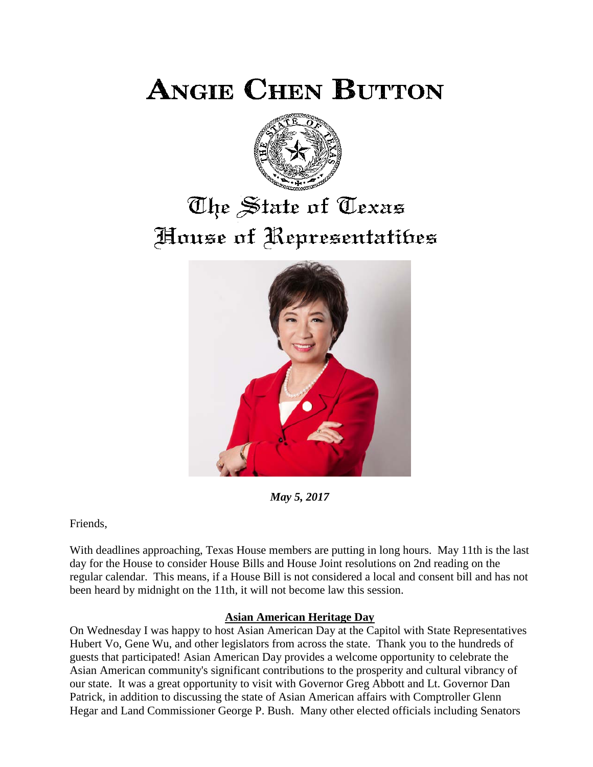# ANGIE CHEN BUTTON

## The State of Texas
## House of Representatives

*May 5, 2017*

Friends,

With deadlines approaching, Texas House members are putting in long hours. May 11th is the last day for the House to consider House Bills and House Joint resolutions on 2nd reading on the regular calendar. This means, if a House Bill is not considered a local and consent bill and has not been heard by midnight on the 11th, it will not become law this session.

**Asian American Heritage Day**

On Wednesday I was happy to host Asian American Day at the Capitol with State Representatives Hubert Vo, Gene Wu, and other legislators from across the state. Thank you to the hundreds of guests that participated! Asian American Day provides a welcome opportunity to celebrate the Asian American community's significant contributions to the prosperity and cultural vibrancy of our state. It was a great opportunity to visit with Governor Greg Abbott and Lt. Governor Dan Patrick, in addition to discussing the state of Asian American affairs with Comptroller Glenn Hegar and Land Commissioner George P. Bush. Many other elected officials including Senators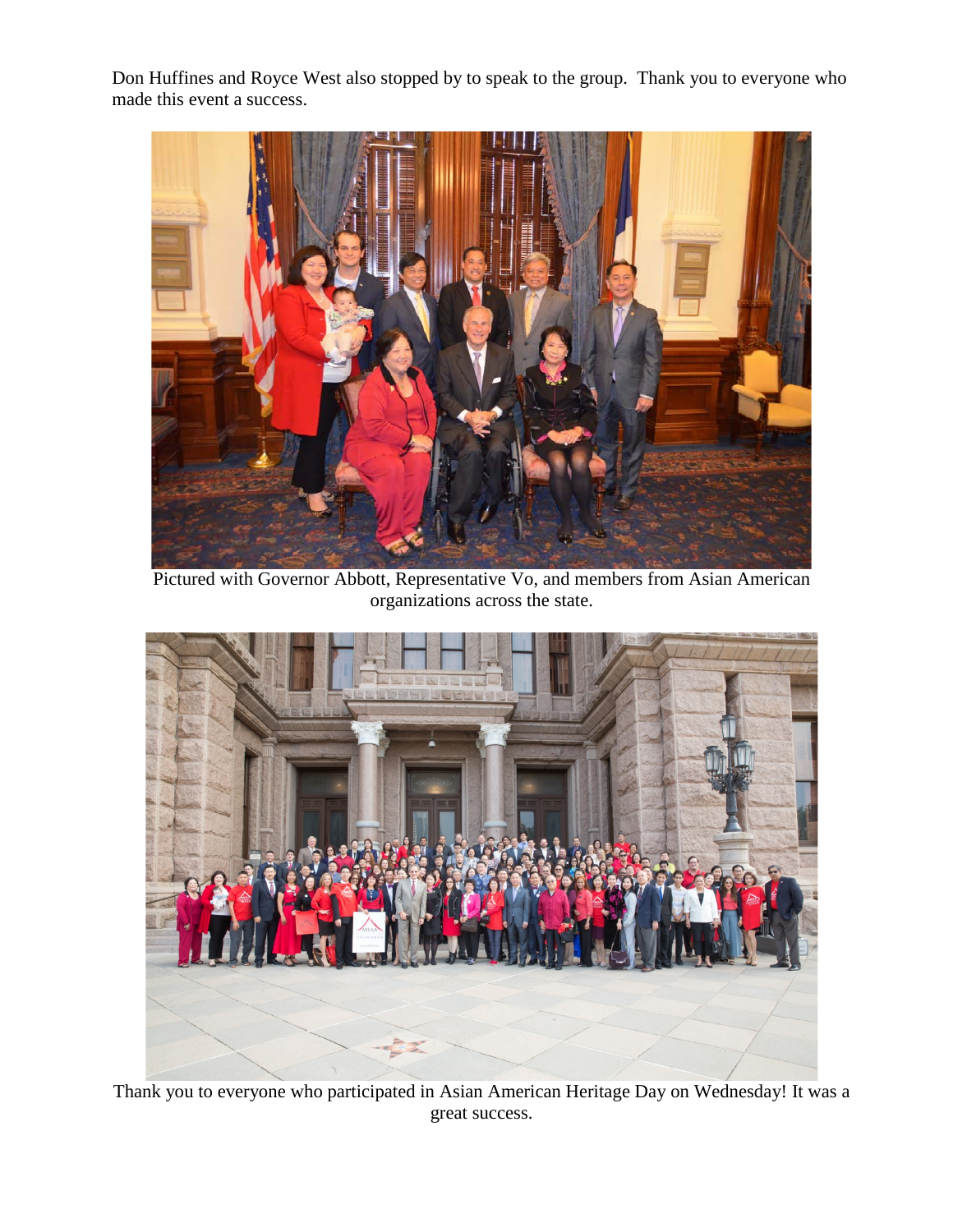Don Huffines and Royce West also stopped by to speak to the group. Thank you to everyone who made this event a success.

Pictured with Governor Abbott, Representative Vo, and members from Asian American organizations across the state.

Thank you to everyone who participated in Asian American Heritage Day on Wednesday! It was a great success.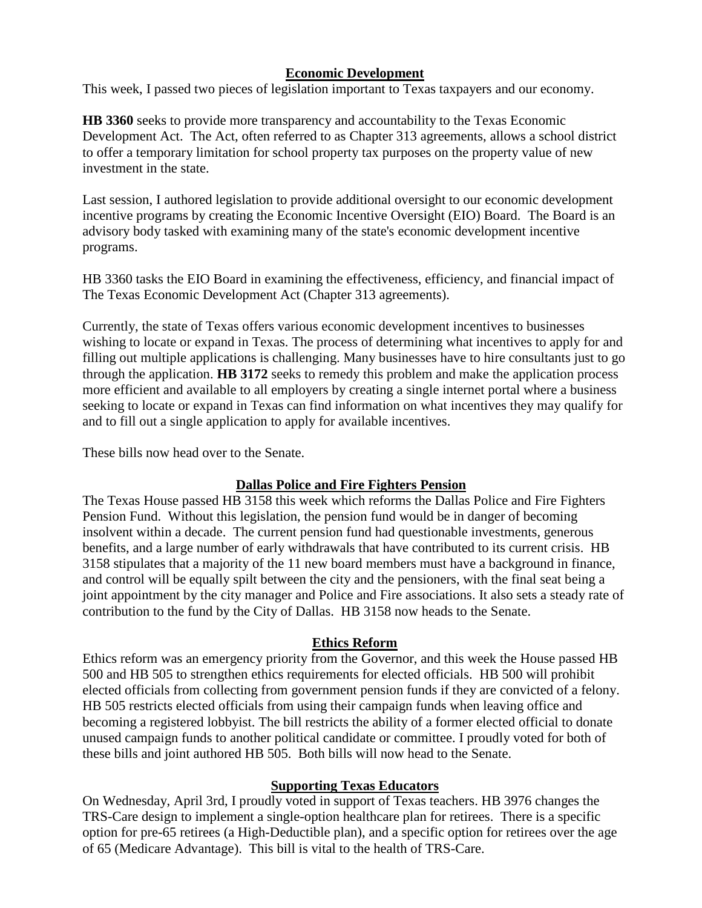## Economic Development

This week, I passed two pieces of legislation important to Texas taxpayers and our economy.

**HB 3360** seeks to provide more transparency and accountability to the Texas Economic Development Act. The Act, often referred to as Chapter 313 agreements, allows a school district to offer a temporary limitation for school property tax purposes on the property value of new investment in the state.

Last session, I authored legislation to provide additional oversight to our economic development incentive programs by creating the Economic Incentive Oversight (EIO) Board. The Board is an advisory body tasked with examining many of the state's economic development incentive programs.

HB 3360 tasks the EIO Board in examining the effectiveness, efficiency, and financial impact of The Texas Economic Development Act (Chapter 313 agreements).

Currently, the state of Texas offers various economic development incentives to businesses wishing to locate or expand in Texas. The process of determining what incentives to apply for and filling out multiple applications is challenging. Many businesses have to hire consultants just to go through the application. **HB 3172** seeks to remedy this problem and make the application process more efficient and available to all employers by creating a single internet portal where a business seeking to locate or expand in Texas can find information on what incentives they may qualify for and to fill out a single application to apply for available incentives.

These bills now head over to the Senate.

## Dallas Police and Fire Fighters Pension

The Texas House passed HB 3158 this week which reforms the Dallas Police and Fire Fighters Pension Fund. Without this legislation, the pension fund would be in danger of becoming insolvent within a decade. The current pension fund had questionable investments, generous benefits, and a large number of early withdrawals that have contributed to its current crisis. HB 3158 stipulates that a majority of the 11 new board members must have a background in finance, and control will be equally spilt between the city and the pensioners, with the final seat being a joint appointment by the city manager and Police and Fire associations. It also sets a steady rate of contribution to the fund by the City of Dallas. HB 3158 now heads to the Senate.

## Ethics Reform

Ethics reform was an emergency priority from the Governor, and this week the House passed HB 500 and HB 505 to strengthen ethics requirements for elected officials. HB 500 will prohibit elected officials from collecting from government pension funds if they are convicted of a felony. HB 505 restricts elected officials from using their campaign funds when leaving office and becoming a registered lobbyist. The bill restricts the ability of a former elected official to donate unused campaign funds to another political candidate or committee. I proudly voted for both of these bills and joint authored HB 505. Both bills will now head to the Senate.

## Supporting Texas Educators

On Wednesday, April 3rd, I proudly voted in support of Texas teachers. HB 3976 changes the TRS-Care design to implement a single-option healthcare plan for retirees. There is a specific option for pre-65 retirees (a High-Deductible plan), and a specific option for retirees over the age of 65 (Medicare Advantage). This bill is vital to the health of TRS-Care.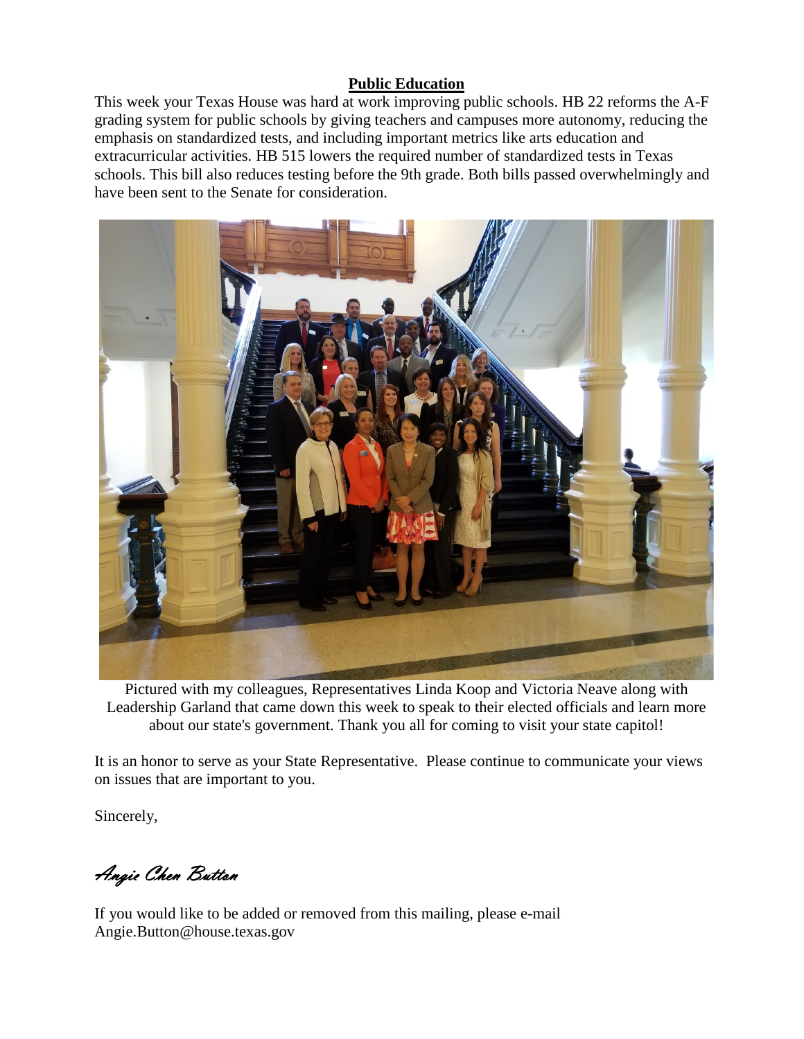## Public Education

This week your Texas House was hard at work improving public schools. HB 22 reforms the A-F grading system for public schools by giving teachers and campuses more autonomy, reducing the emphasis on standardized tests, and including important metrics like arts education and extracurricular activities. HB 515 lowers the required number of standardized tests in Texas schools. This bill also reduces testing before the 9th grade. Both bills passed overwhelmingly and have been sent to the Senate for consideration.

Pictured with my colleagues, Representatives Linda Koop and Victoria Neave along with Leadership Garland that came down this week to speak to their elected officials and learn more about our state's government. Thank you all for coming to visit your state capitol!

It is an honor to serve as your State Representative. Please continue to communicate your views on issues that are important to you.

Sincerely,

*Angie Chen Button*

If you would like to be added or removed from this mailing, please e-mail Angie.Button@house.texas.gov